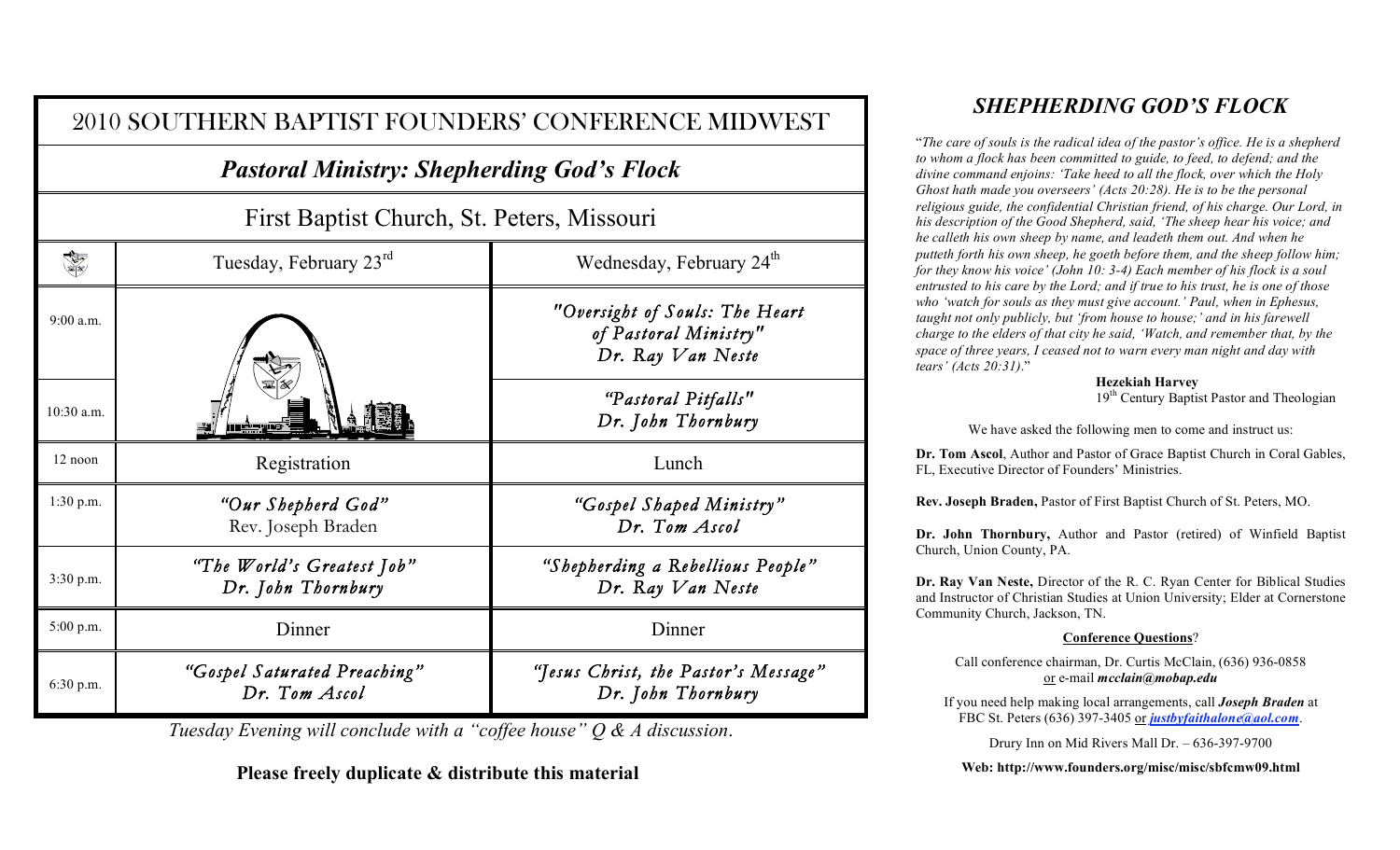# 2010 SOUTHERN BAPTIST FOUNDERS' CONFERENCE MIDWEST

## *Pastoral Ministry: Shepherding God's Flock*

### First Baptist Church, St. Peters, Missouri

| | Tuesday, February 23rd | Wednesday, February 24th |
|---|---|---|
| 9:00 a.m. | | *"Oversight of Souls: The Heart of Pastoral Ministry"* Dr. Ray Van Neste |
| 10:30 a.m. | | *"Pastoral Pitfalls"* Dr. John Thornbury |
| 12 noon | Registration | Lunch |
| 1:30 p.m. | *"Our Shepherd God"* Rev. Joseph Braden | *"Gospel Shaped Ministry"* Dr. Tom Ascol |
| 3:30 p.m. | *"The World's Greatest Job"* Dr. John Thornbury | *"Shepherding a Rebellious People"* Dr. Ray Van Neste |
| 5:00 p.m. | Dinner | Dinner |
| 6:30 p.m. | *"Gospel Saturated Preaching"* Dr. Tom Ascol | *"Jesus Christ, the Pastor's Message"* Dr. John Thornbury |

*Tuesday Evening will conclude with a "coffee house" Q & A discussion.*

**Please freely duplicate & distribute this material**

## *SHEPHERDING GOD'S FLOCK*

"*The care of souls is the radical idea of the pastor's office. He is a shepherd to whom a flock has been committed to guide, to feed, to defend; and the divine command enjoins: 'Take heed to all the flock, over which the Holy Ghost hath made you overseers' (Acts 20:28). He is to be the personal religious guide, the confidential Christian friend, of his charge. Our Lord, in his description of the Good Shepherd, said, 'The sheep hear his voice; and he calleth his own sheep by name, and leadeth them out. And when he putteth forth his own sheep, he goeth before them, and the sheep follow him; for they know his voice' (John 10: 3-4) Each member of his flock is a soul entrusted to his care by the Lord; and if true to his trust, he is one of those who 'watch for souls as they must give account.' Paul, when in Ephesus, taught not only publicly, but 'from house to house;' and in his farewell charge to the elders of that city he said, 'Watch, and remember that, by the space of three years, I ceased not to warn every man night and day with tears' (Acts 20:31).*"

**Hezekiah Harvey**
19th Century Baptist Pastor and Theologian

We have asked the following men to come and instruct us:

**Dr. Tom Ascol**, Author and Pastor of Grace Baptist Church in Coral Gables, FL, Executive Director of Founders' Ministries.

**Rev. Joseph Braden,** Pastor of First Baptist Church of St. Peters, MO.

**Dr. John Thornbury,** Author and Pastor (retired) of Winfield Baptist Church, Union County, PA.

**Dr. Ray Van Neste,** Director of the R. C. Ryan Center for Biblical Studies and Instructor of Christian Studies at Union University; Elder at Cornerstone Community Church, Jackson, TN.

**Conference Questions**?

Call conference chairman, Dr. Curtis McClain, (636) 936-0858 or e-mail ***mcclain@mobap.edu***

If you need help making local arrangements, call ***Joseph Braden*** at FBC St. Peters (636) 397-3405 or ***justbyfaithalone@aol.com***.

Drury Inn on Mid Rivers Mall Dr. – 636-397-9700

**Web: http://www.founders.org/misc/misc/sbfcmw09.html**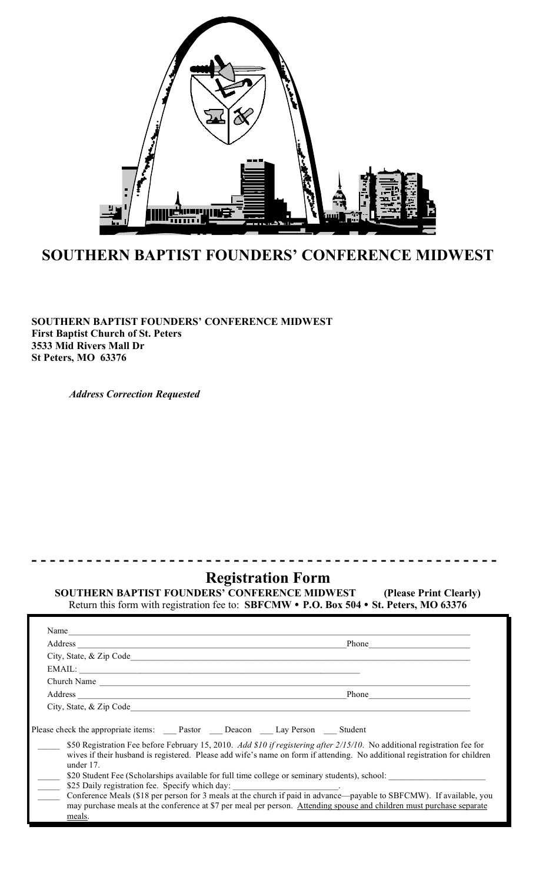# SOUTHERN BAPTIST FOUNDERS' CONFERENCE MIDWEST

**SOUTHERN BAPTIST FOUNDERS' CONFERENCE MIDWEST**
**First Baptist Church of St. Peters**
**3533 Mid Rivers Mall Dr**
**St Peters, MO 63376**

*Address Correction Requested*

- - - - - - - - - - - - - - - - - - - - - - - - - - - - - - - - - - - - - - - - - - - - - - - - -

## Registration Form

**SOUTHERN BAPTIST FOUNDERS' CONFERENCE MIDWEST** **(Please Print Clearly)**

Return this form with registration fee to: **SBFCMW • P.O. Box 504 • St. Peters, MO 63376**

Name\_\_\_\_\_\_\_\_\_\_\_\_\_\_\_\_\_\_\_\_\_\_\_\_\_\_\_\_\_\_\_\_\_\_\_\_\_\_\_\_\_\_\_\_

Address\_\_\_\_\_\_\_\_\_\_\_\_\_\_\_\_\_\_\_\_\_\_\_\_\_\_\_\_\_\_ Phone\_\_\_\_\_\_\_\_\_\_\_\_\_\_

City, State, & Zip Code\_\_\_\_\_\_\_\_\_\_\_\_\_\_\_\_\_\_\_\_\_\_\_\_\_\_\_\_\_\_

EMAIL: \_\_\_\_\_\_\_\_\_\_\_\_\_\_\_\_\_\_\_\_\_\_\_\_\_\_\_\_\_\_

Church Name \_\_\_\_\_\_\_\_\_\_\_\_\_\_\_\_\_\_\_\_\_\_\_\_\_\_\_\_\_\_

Address\_\_\_\_\_\_\_\_\_\_\_\_\_\_\_\_\_\_\_\_\_\_\_\_\_\_\_\_\_\_ Phone\_\_\_\_\_\_\_\_\_\_\_\_\_\_

City, State, & Zip Code\_\_\_\_\_\_\_\_\_\_\_\_\_\_\_\_\_\_\_\_\_\_\_\_\_\_\_\_\_\_

Please check the appropriate items: \_\_\_ Pastor \_\_\_ Deacon \_\_\_ Lay Person \_\_\_ Student

\_\_\_\_\_ $50 Registration Fee before February 15, 2010. *Add $10 if registering after 2/15/10*. No additional registration fee for wives if their husband is registered. Please add wife's name on form if attending. No additional registration for children under 17.

\_\_\_\_\_ $20 Student Fee (Scholarships available for full time college or seminary students), school: \_\_\_\_\_\_\_\_\_\_\_\_\_\_\_\_\_\_\_\_

\_\_\_\_\_ $25 Daily registration fee. Specify which day: \_\_\_\_\_\_\_\_\_\_\_\_\_\_\_\_\_\_\_\_.

\_\_\_\_\_ Conference Meals ($18 per person for 3 meals at the church if paid in advance—payable to SBFCMW). If available, you may purchase meals at the conference at $7 per meal per person. Attending spouse and children must purchase separate meals.